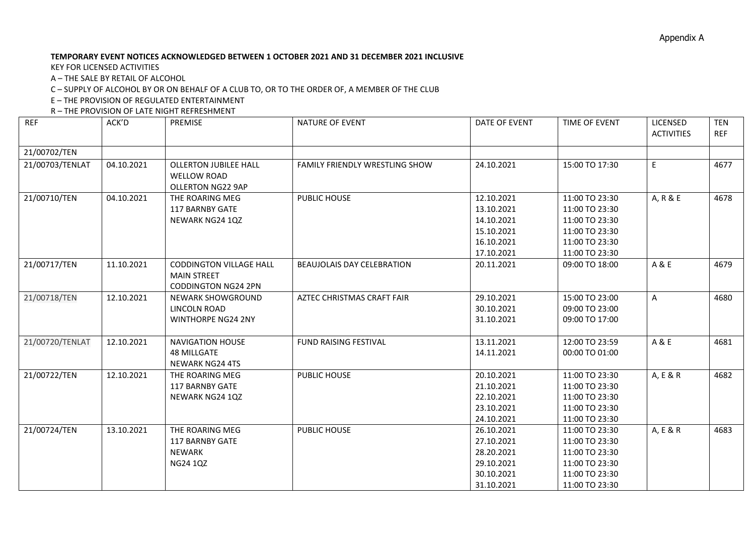Appendix A

**TEMPORARY EVENT NOTICES ACKNOWLEDGED BETWEEN 1 OCTOBER 2021 AND 31 DECEMBER 2021 INCLUSIVE**

KEY FOR LICENSED ACTIVITIES

A – THE SALE BY RETAIL OF ALCOHOL

C – SUPPLY OF ALCOHOL BY OR ON BEHALF OF A CLUB TO, OR TO THE ORDER OF, A MEMBER OF THE CLUB

E – THE PROVISION OF REGULATED ENTERTAINMENT

R – THE PROVISION OF LATE NIGHT REFRESHMENT

| REF | ACK'D | PREMISE | NATURE OF EVENT | DATE OF EVENT | TIME OF EVENT | LICENSED ACTIVITIES | TEN REF |
|---|---|---|---|---|---|---|---|
| 21/00702/TEN | | | | | | | |
| 21/00703/TENLAT | 04.10.2021 | OLLERTON JUBILEE HALL<br>WELLOW ROAD<br>OLLERTON NG22 9AP | FAMILY FRIENDLY WRESTLING SHOW | 24.10.2021 | 15:00 TO 17:30 | E | 4677 |
| 21/00710/TEN | 04.10.2021 | THE ROARING MEG<br>117 BARNBY GATE<br>NEWARK NG24 1QZ | PUBLIC HOUSE | 12.10.2021<br>13.10.2021<br>14.10.2021<br>15.10.2021<br>16.10.2021<br>17.10.2021 | 11:00 TO 23:30<br>11:00 TO 23:30<br>11:00 TO 23:30<br>11:00 TO 23:30<br>11:00 TO 23:30<br>11:00 TO 23:30 | A, R & E | 4678 |
| 21/00717/TEN | 11.10.2021 | CODDINGTON VILLAGE HALL<br>MAIN STREET<br>CODDINGTON NG24 2PN | BEAUJOLAIS DAY CELEBRATION | 20.11.2021 | 09:00 TO 18:00 | A & E | 4679 |
| 21/00718/TEN | 12.10.2021 | NEWARK SHOWGROUND<br>LINCOLN ROAD<br>WINTHORPE NG24 2NY | AZTEC CHRISTMAS CRAFT FAIR | 29.10.2021<br>30.10.2021<br>31.10.2021 | 15:00 TO 23:00<br>09:00 TO 23:00<br>09:00 TO 17:00 | A | 4680 |
| 21/00720/TENLAT | 12.10.2021 | NAVIGATION HOUSE<br>48 MILLGATE<br>NEWARK NG24 4TS | FUND RAISING FESTIVAL | 13.11.2021<br>14.11.2021 | 12:00 TO 23:59<br>00:00 TO 01:00 | A & E | 4681 |
| 21/00722/TEN | 12.10.2021 | THE ROARING MEG<br>117 BARNBY GATE<br>NEWARK NG24 1QZ | PUBLIC HOUSE | 20.10.2021<br>21.10.2021<br>22.10.2021<br>23.10.2021<br>24.10.2021 | 11:00 TO 23:30<br>11:00 TO 23:30<br>11:00 TO 23:30<br>11:00 TO 23:30<br>11:00 TO 23:30 | A, E & R | 4682 |
| 21/00724/TEN | 13.10.2021 | THE ROARING MEG<br>117 BARNBY GATE<br>NEWARK<br>NG24 1QZ | PUBLIC HOUSE | 26.10.2021<br>27.10.2021<br>28.20.2021<br>29.10.2021<br>30.10.2021<br>31.10.2021 | 11:00 TO 23:30<br>11:00 TO 23:30<br>11:00 TO 23:30<br>11:00 TO 23:30<br>11:00 TO 23:30<br>11:00 TO 23:30 | A, E & R | 4683 |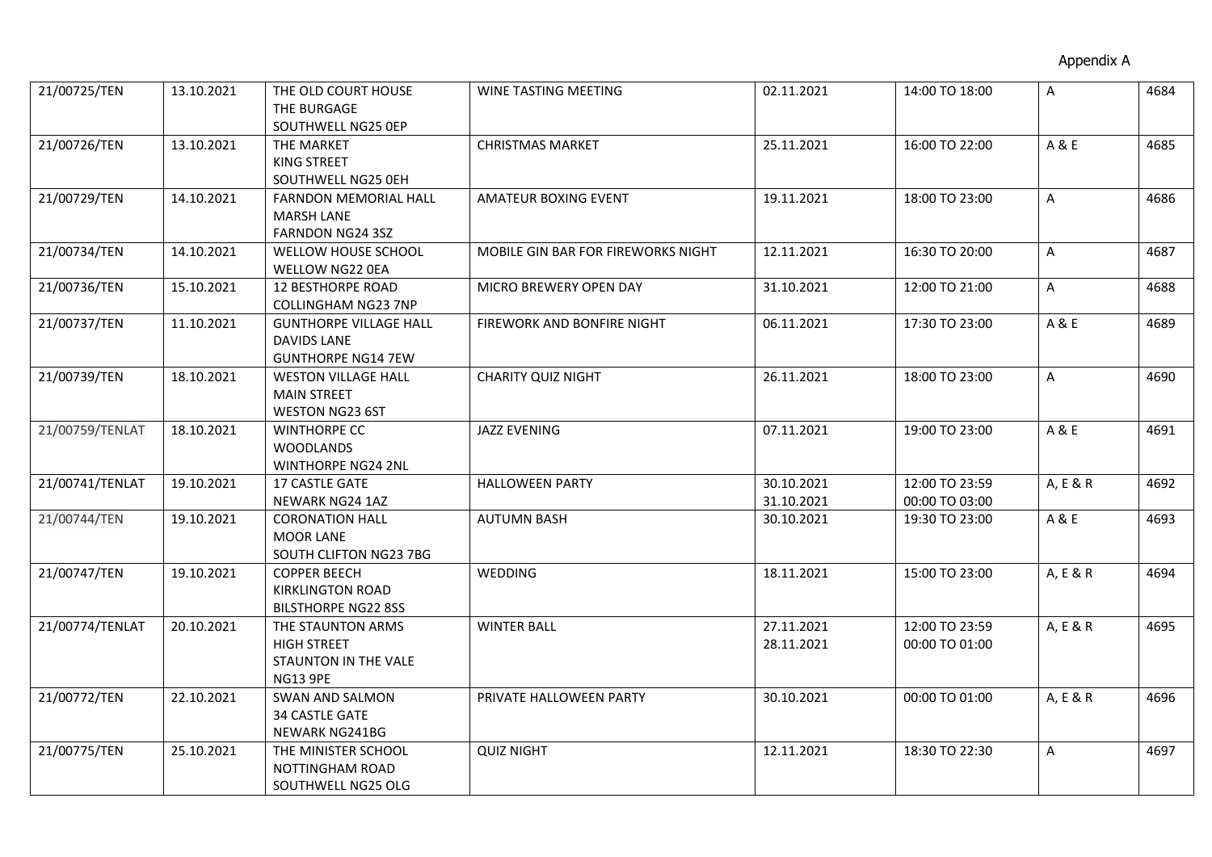Appendix A

| | | | | | | | |
|---|---|---|---|---|---|---|---|
| 21/00725/TEN | 13.10.2021 | THE OLD COURT HOUSE<br>THE BURGAGE<br>SOUTHWELL NG25 0EP | WINE TASTING MEETING | 02.11.2021 | 14:00 TO 18:00 | A | 4684 |
| 21/00726/TEN | 13.10.2021 | THE MARKET<br>KING STREET<br>SOUTHWELL NG25 0EH | CHRISTMAS MARKET | 25.11.2021 | 16:00 TO 22:00 | A & E | 4685 |
| 21/00729/TEN | 14.10.2021 | FARNDON MEMORIAL HALL<br>MARSH LANE<br>FARNDON NG24 3SZ | AMATEUR BOXING EVENT | 19.11.2021 | 18:00 TO 23:00 | A | 4686 |
| 21/00734/TEN | 14.10.2021 | WELLOW HOUSE SCHOOL<br>WELLOW NG22 0EA | MOBILE GIN BAR FOR FIREWORKS NIGHT | 12.11.2021 | 16:30 TO 20:00 | A | 4687 |
| 21/00736/TEN | 15.10.2021 | 12 BESTHORPE ROAD<br>COLLINGHAM NG23 7NP | MICRO BREWERY OPEN DAY | 31.10.2021 | 12:00 TO 21:00 | A | 4688 |
| 21/00737/TEN | 11.10.2021 | GUNTHORPE VILLAGE HALL<br>DAVIDS LANE<br>GUNTHORPE NG14 7EW | FIREWORK AND BONFIRE NIGHT | 06.11.2021 | 17:30 TO 23:00 | A & E | 4689 |
| 21/00739/TEN | 18.10.2021 | WESTON VILLAGE HALL<br>MAIN STREET<br>WESTON NG23 6ST | CHARITY QUIZ NIGHT | 26.11.2021 | 18:00 TO 23:00 | A | 4690 |
| 21/00759/TENLAT | 18.10.2021 | WINTHORPE CC<br>WOODLANDS<br>WINTHORPE NG24 2NL | JAZZ EVENING | 07.11.2021 | 19:00 TO 23:00 | A & E | 4691 |
| 21/00741/TENLAT | 19.10.2021 | 17 CASTLE GATE<br>NEWARK NG24 1AZ | HALLOWEEN PARTY | 30.10.2021<br>31.10.2021 | 12:00 TO 23:59<br>00:00 TO 03:00 | A, E & R | 4692 |
| 21/00744/TEN | 19.10.2021 | CORONATION HALL<br>MOOR LANE<br>SOUTH CLIFTON NG23 7BG | AUTUMN BASH | 30.10.2021 | 19:30 TO 23:00 | A & E | 4693 |
| 21/00747/TEN | 19.10.2021 | COPPER BEECH<br>KIRKLINGTON ROAD<br>BILSTHORPE NG22 8SS | WEDDING | 18.11.2021 | 15:00 TO 23:00 | A, E & R | 4694 |
| 21/00774/TENLAT | 20.10.2021 | THE STAUNTON ARMS<br>HIGH STREET<br>STAUNTON IN THE VALE<br>NG13 9PE | WINTER BALL | 27.11.2021<br>28.11.2021 | 12:00 TO 23:59<br>00:00 TO 01:00 | A, E & R | 4695 |
| 21/00772/TEN | 22.10.2021 | SWAN AND SALMON<br>34 CASTLE GATE<br>NEWARK NG241BG | PRIVATE HALLOWEEN PARTY | 30.10.2021 | 00:00 TO 01:00 | A, E & R | 4696 |
| 21/00775/TEN | 25.10.2021 | THE MINISTER SCHOOL<br>NOTTINGHAM ROAD<br>SOUTHWELL NG25 OLG | QUIZ NIGHT | 12.11.2021 | 18:30 TO 22:30 | A | 4697 |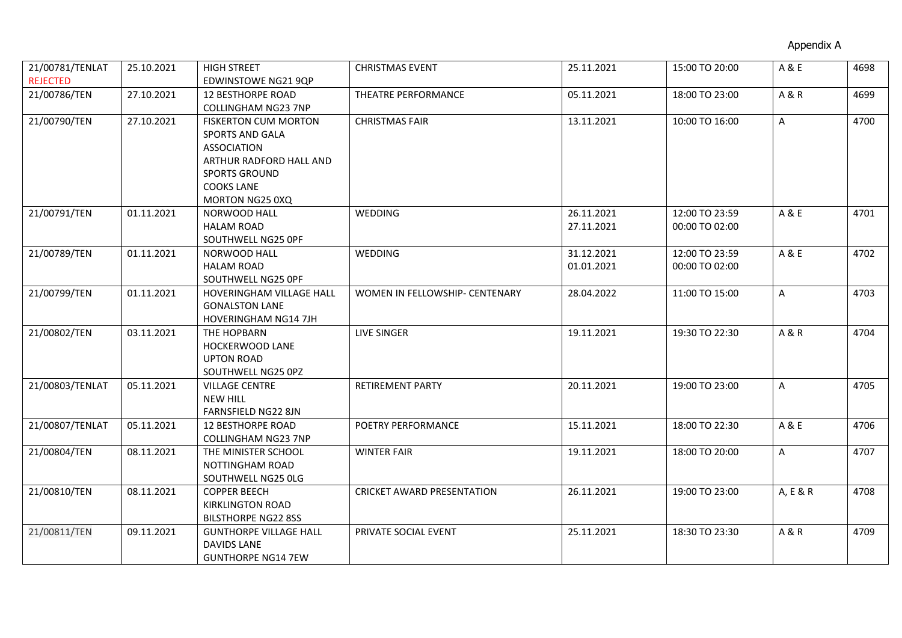Appendix A

| | | | | | | | |
|---|---|---|---|---|---|---|---|
| 21/00781/TENLAT REJECTED | 25.10.2021 | HIGH STREET EDWINSTOWE NG21 9QP | CHRISTMAS EVENT | 25.11.2021 | 15:00 TO 20:00 | A & E | 4698 |
| 21/00786/TEN | 27.10.2021 | 12 BESTHORPE ROAD COLLINGHAM NG23 7NP | THEATRE PERFORMANCE | 05.11.2021 | 18:00 TO 23:00 | A & R | 4699 |
| 21/00790/TEN | 27.10.2021 | FISKERTON CUM MORTON SPORTS AND GALA ASSOCIATION ARTHUR RADFORD HALL AND SPORTS GROUND COOKS LANE MORTON NG25 0XQ | CHRISTMAS FAIR | 13.11.2021 | 10:00 TO 16:00 | A | 4700 |
| 21/00791/TEN | 01.11.2021 | NORWOOD HALL HALAM ROAD SOUTHWELL NG25 0PF | WEDDING | 26.11.2021 27.11.2021 | 12:00 TO 23:59 00:00 TO 02:00 | A & E | 4701 |
| 21/00789/TEN | 01.11.2021 | NORWOOD HALL HALAM ROAD SOUTHWELL NG25 0PF | WEDDING | 31.12.2021 01.01.2021 | 12:00 TO 23:59 00:00 TO 02:00 | A & E | 4702 |
| 21/00799/TEN | 01.11.2021 | HOVERINGHAM VILLAGE HALL GONALSTON LANE HOVERINGHAM NG14 7JH | WOMEN IN FELLOWSHIP- CENTENARY | 28.04.2022 | 11:00 TO 15:00 | A | 4703 |
| 21/00802/TEN | 03.11.2021 | THE HOPBARN HOCKERWOOD LANE UPTON ROAD SOUTHWELL NG25 0PZ | LIVE SINGER | 19.11.2021 | 19:30 TO 22:30 | A & R | 4704 |
| 21/00803/TENLAT | 05.11.2021 | VILLAGE CENTRE NEW HILL FARNSFIELD NG22 8JN | RETIREMENT PARTY | 20.11.2021 | 19:00 TO 23:00 | A | 4705 |
| 21/00807/TENLAT | 05.11.2021 | 12 BESTHORPE ROAD COLLINGHAM NG23 7NP | POETRY PERFORMANCE | 15.11.2021 | 18:00 TO 22:30 | A & E | 4706 |
| 21/00804/TEN | 08.11.2021 | THE MINISTER SCHOOL NOTTINGHAM ROAD SOUTHWELL NG25 0LG | WINTER FAIR | 19.11.2021 | 18:00 TO 20:00 | A | 4707 |
| 21/00810/TEN | 08.11.2021 | COPPER BEECH KIRKLINGTON ROAD BILSTHORPE NG22 8SS | CRICKET AWARD PRESENTATION | 26.11.2021 | 19:00 TO 23:00 | A, E & R | 4708 |
| 21/00811/TEN | 09.11.2021 | GUNTHORPE VILLAGE HALL DAVIDS LANE GUNTHORPE NG14 7EW | PRIVATE SOCIAL EVENT | 25.11.2021 | 18:30 TO 23:30 | A & R | 4709 |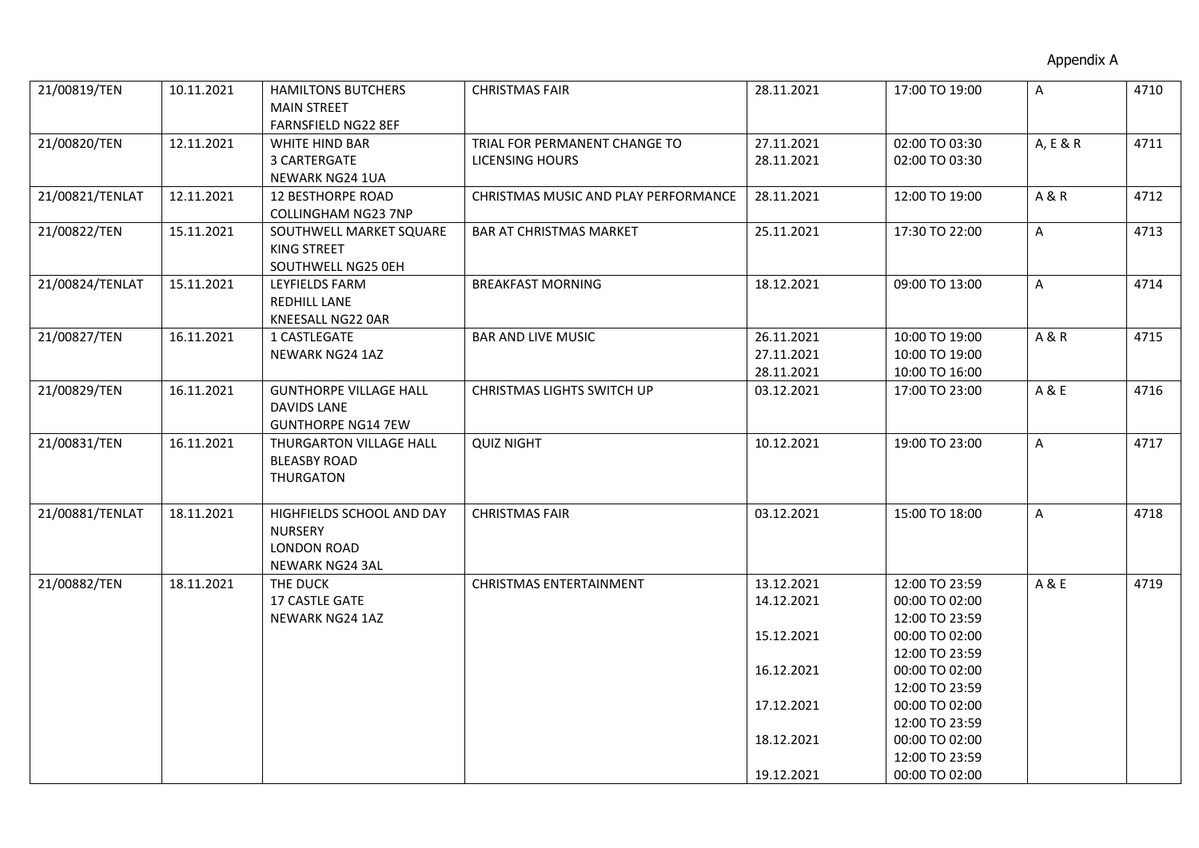Appendix A

| | | | | | | | |
|---|---|---|---|---|---|---|---|
| 21/00819/TEN | 10.11.2021 | HAMILTONS BUTCHERS<br>MAIN STREET<br>FARNSFIELD NG22 8EF | CHRISTMAS FAIR | 28.11.2021 | 17:00 TO 19:00 | A | 4710 |
| 21/00820/TEN | 12.11.2021 | WHITE HIND BAR<br>3 CARTERGATE<br>NEWARK NG24 1UA | TRIAL FOR PERMANENT CHANGE TO LICENSING HOURS | 27.11.2021<br>28.11.2021 | 02:00 TO 03:30<br>02:00 TO 03:30 | A, E & R | 4711 |
| 21/00821/TENLAT | 12.11.2021 | 12 BESTHORPE ROAD<br>COLLINGHAM NG23 7NP | CHRISTMAS MUSIC AND PLAY PERFORMANCE | 28.11.2021 | 12:00 TO 19:00 | A & R | 4712 |
| 21/00822/TEN | 15.11.2021 | SOUTHWELL MARKET SQUARE<br>KING STREET<br>SOUTHWELL NG25 0EH | BAR AT CHRISTMAS MARKET | 25.11.2021 | 17:30 TO 22:00 | A | 4713 |
| 21/00824/TENLAT | 15.11.2021 | LEYFIELDS FARM<br>REDHILL LANE<br>KNEESALL NG22 0AR | BREAKFAST MORNING | 18.12.2021 | 09:00 TO 13:00 | A | 4714 |
| 21/00827/TEN | 16.11.2021 | 1 CASTLEGATE<br>NEWARK NG24 1AZ | BAR AND LIVE MUSIC | 26.11.2021<br>27.11.2021<br>28.11.2021 | 10:00 TO 19:00<br>10:00 TO 19:00<br>10:00 TO 16:00 | A & R | 4715 |
| 21/00829/TEN | 16.11.2021 | GUNTHORPE VILLAGE HALL<br>DAVIDS LANE<br>GUNTHORPE NG14 7EW | CHRISTMAS LIGHTS SWITCH UP | 03.12.2021 | 17:00 TO 23:00 | A & E | 4716 |
| 21/00831/TEN | 16.11.2021 | THURGARTON VILLAGE HALL<br>BLEASBY ROAD<br>THURGATON | QUIZ NIGHT | 10.12.2021 | 19:00 TO 23:00 | A | 4717 |
| 21/00881/TENLAT | 18.11.2021 | HIGHFIELDS SCHOOL AND DAY NURSERY<br>LONDON ROAD<br>NEWARK NG24 3AL | CHRISTMAS FAIR | 03.12.2021 | 15:00 TO 18:00 | A | 4718 |
| 21/00882/TEN | 18.11.2021 | THE DUCK<br>17 CASTLE GATE<br>NEWARK NG24 1AZ | CHRISTMAS ENTERTAINMENT | 13.12.2021<br>14.12.2021<br><br>15.12.2021<br><br>16.12.2021<br><br>17.12.2021<br><br>18.12.2021<br><br>19.12.2021 | 12:00 TO 23:59<br>00:00 TO 02:00<br>12:00 TO 23:59<br>00:00 TO 02:00<br>12:00 TO 23:59<br>00:00 TO 02:00<br>12:00 TO 23:59<br>00:00 TO 02:00<br>12:00 TO 23:59<br>00:00 TO 02:00<br>12:00 TO 23:59<br>00:00 TO 02:00 | A & E | 4719 |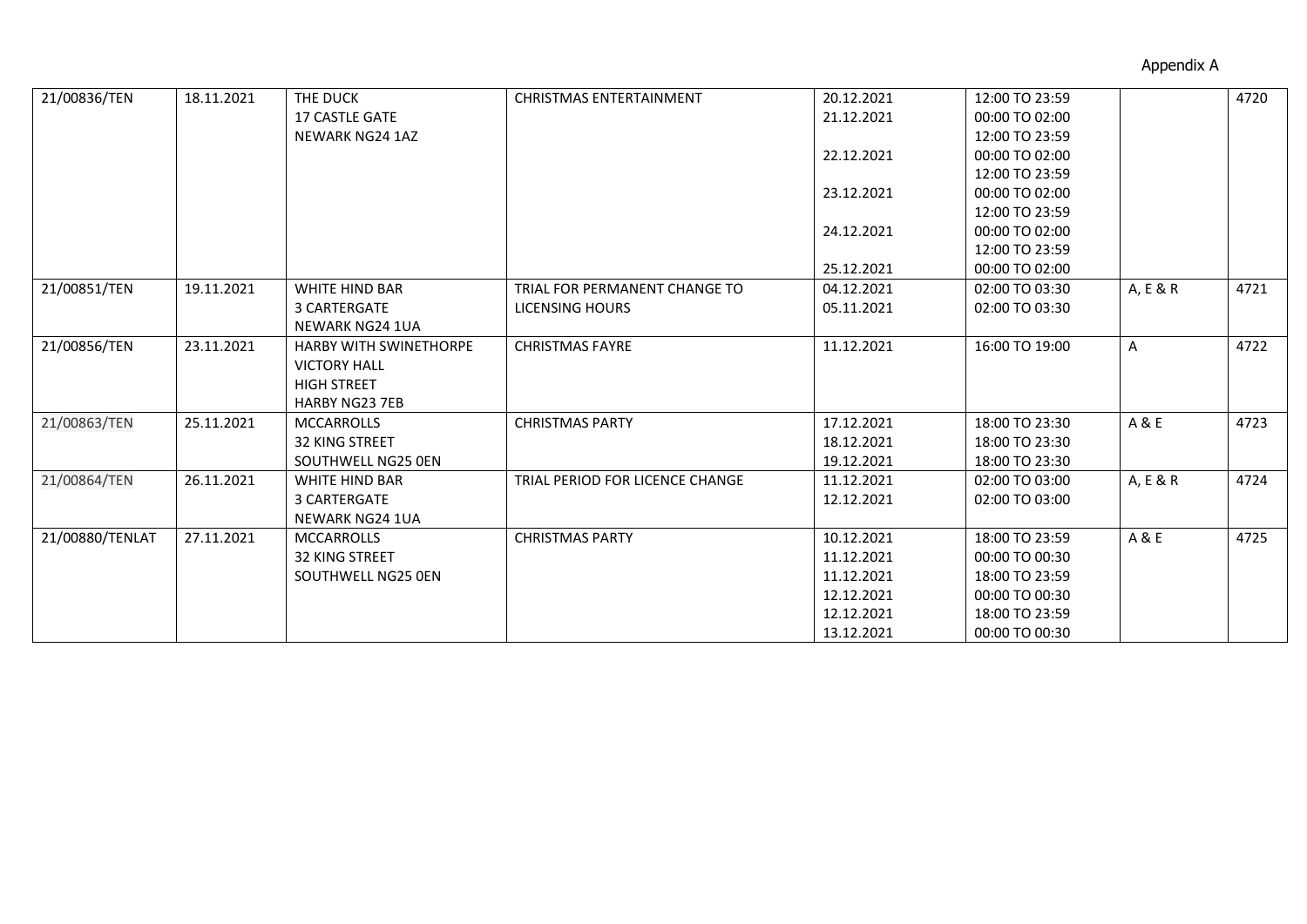Appendix A

| | | | | | | | |
|---|---|---|---|---|---|---|---|
| 21/00836/TEN | 18.11.2021 | THE DUCK<br>17 CASTLE GATE<br>NEWARK NG24 1AZ | CHRISTMAS ENTERTAINMENT | 20.12.2021<br>21.12.2021<br><br>22.12.2021<br><br>23.12.2021<br><br>24.12.2021<br><br>25.12.2021 | 12:00 TO 23:59<br>00:00 TO 02:00<br>12:00 TO 23:59<br>00:00 TO 02:00<br>12:00 TO 23:59<br>00:00 TO 02:00<br>12:00 TO 23:59<br>00:00 TO 02:00<br>12:00 TO 23:59<br>00:00 TO 02:00 | | 4720 |
| 21/00851/TEN | 19.11.2021 | WHITE HIND BAR<br>3 CARTERGATE<br>NEWARK NG24 1UA | TRIAL FOR PERMANENT CHANGE TO LICENSING HOURS | 04.12.2021<br>05.11.2021 | 02:00 TO 03:30<br>02:00 TO 03:30 | A, E & R | 4721 |
| 21/00856/TEN | 23.11.2021 | HARBY WITH SWINETHORPE<br>VICTORY HALL<br>HIGH STREET<br>HARBY NG23 7EB | CHRISTMAS FAYRE | 11.12.2021 | 16:00 TO 19:00 | A | 4722 |
| 21/00863/TEN | 25.11.2021 | MCCARROLLS<br>32 KING STREET<br>SOUTHWELL NG25 0EN | CHRISTMAS PARTY | 17.12.2021<br>18.12.2021<br>19.12.2021 | 18:00 TO 23:30<br>18:00 TO 23:30<br>18:00 TO 23:30 | A & E | 4723 |
| 21/00864/TEN | 26.11.2021 | WHITE HIND BAR<br>3 CARTERGATE<br>NEWARK NG24 1UA | TRIAL PERIOD FOR LICENCE CHANGE | 11.12.2021<br>12.12.2021 | 02:00 TO 03:00<br>02:00 TO 03:00 | A, E & R | 4724 |
| 21/00880/TENLAT | 27.11.2021 | MCCARROLLS<br>32 KING STREET<br>SOUTHWELL NG25 0EN | CHRISTMAS PARTY | 10.12.2021<br>11.12.2021<br>11.12.2021<br>12.12.2021<br>12.12.2021<br>13.12.2021 | 18:00 TO 23:59<br>00:00 TO 00:30<br>18:00 TO 23:59<br>00:00 TO 00:30<br>18:00 TO 23:59<br>00:00 TO 00:30 | A & E | 4725 |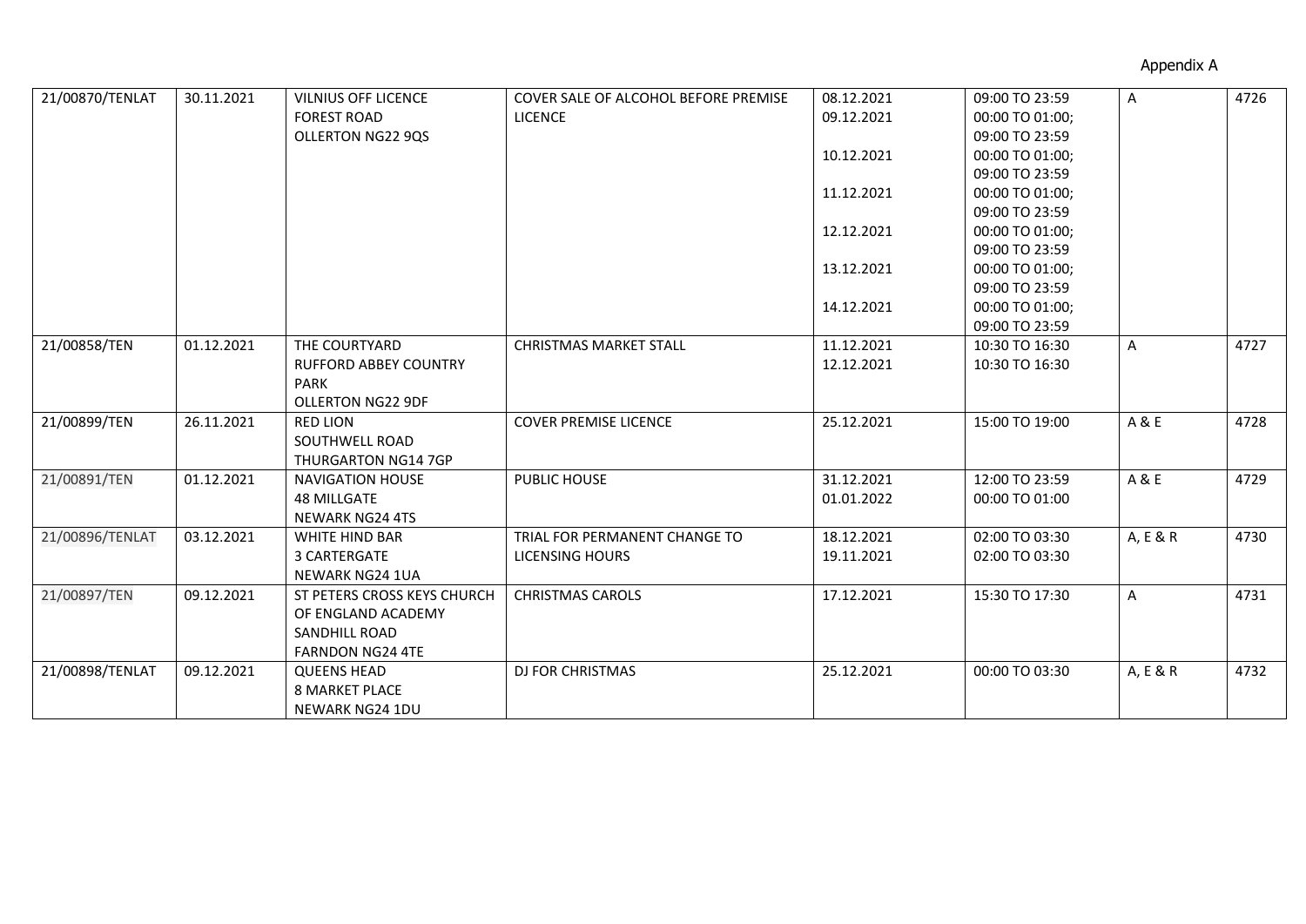Appendix A

| | | | | | | | |
|---|---|---|---|---|---|---|---|
| 21/00870/TENLAT | 30.11.2021 | VILNIUS OFF LICENCE<br>FOREST ROAD<br>OLLERTON NG22 9QS | COVER SALE OF ALCOHOL BEFORE PREMISE LICENCE | 08.12.2021<br>09.12.2021<br><br>10.12.2021<br><br>11.12.2021<br><br>12.12.2021<br><br>13.12.2021<br><br>14.12.2021 | 09:00 TO 23:59<br>00:00 TO 01:00;<br>09:00 TO 23:59<br>00:00 TO 01:00;<br>09:00 TO 23:59<br>00:00 TO 01:00;<br>09:00 TO 23:59<br>00:00 TO 01:00;<br>09:00 TO 23:59<br>00:00 TO 01:00;<br>09:00 TO 23:59<br>00:00 TO 01:00;<br>09:00 TO 23:59 | A | 4726 |
| 21/00858/TEN | 01.12.2021 | THE COURTYARD<br>RUFFORD ABBEY COUNTRY PARK<br>OLLERTON NG22 9DF | CHRISTMAS MARKET STALL | 11.12.2021<br>12.12.2021 | 10:30 TO 16:30<br>10:30 TO 16:30 | A | 4727 |
| 21/00899/TEN | 26.11.2021 | RED LION<br>SOUTHWELL ROAD<br>THURGARTON NG14 7GP | COVER PREMISE LICENCE | 25.12.2021 | 15:00 TO 19:00 | A & E | 4728 |
| 21/00891/TEN | 01.12.2021 | NAVIGATION HOUSE<br>48 MILLGATE<br>NEWARK NG24 4TS | PUBLIC HOUSE | 31.12.2021<br>01.01.2022 | 12:00 TO 23:59<br>00:00 TO 01:00 | A & E | 4729 |
| 21/00896/TENLAT | 03.12.2021 | WHITE HIND BAR<br>3 CARTERGATE<br>NEWARK NG24 1UA | TRIAL FOR PERMANENT CHANGE TO LICENSING HOURS | 18.12.2021<br>19.11.2021 | 02:00 TO 03:30<br>02:00 TO 03:30 | A, E & R | 4730 |
| 21/00897/TEN | 09.12.2021 | ST PETERS CROSS KEYS CHURCH OF ENGLAND ACADEMY<br>SANDHILL ROAD<br>FARNDON NG24 4TE | CHRISTMAS CAROLS | 17.12.2021 | 15:30 TO 17:30 | A | 4731 |
| 21/00898/TENLAT | 09.12.2021 | QUEENS HEAD<br>8 MARKET PLACE<br>NEWARK NG24 1DU | DJ FOR CHRISTMAS | 25.12.2021 | 00:00 TO 03:30 | A, E & R | 4732 |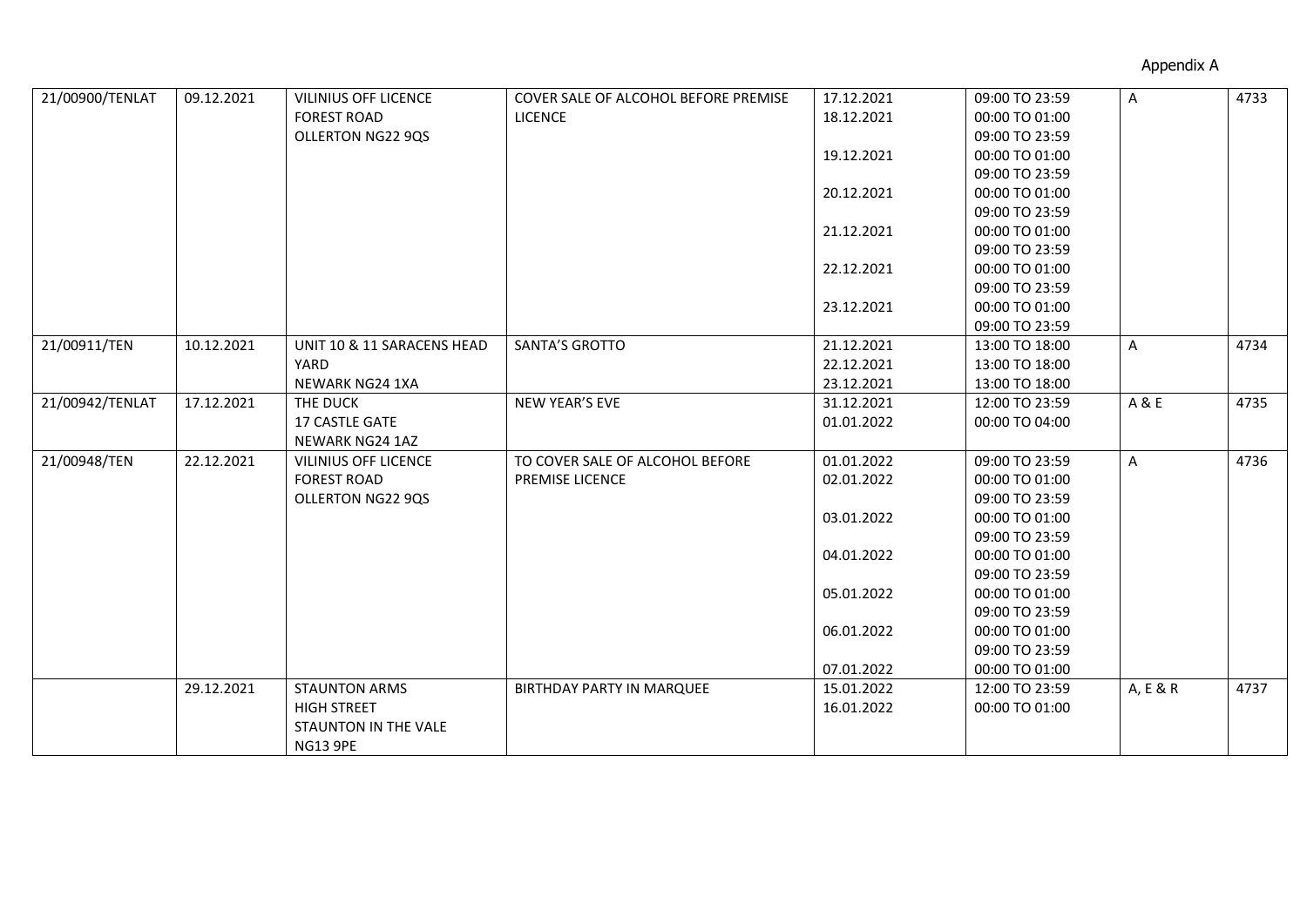Appendix A

| | | | | | | | |
|---|---|---|---|---|---|---|---|
| 21/00900/TENLAT | 09.12.2021 | VILINIUS OFF LICENCE<br>FOREST ROAD<br>OLLERTON NG22 9QS | COVER SALE OF ALCOHOL BEFORE PREMISE LICENCE | 17.12.2021<br>18.12.2021<br><br>19.12.2021<br><br>20.12.2021<br><br>21.12.2021<br><br>22.12.2021<br><br>23.12.2021 | 09:00 TO 23:59<br>00:00 TO 01:00<br>09:00 TO 23:59<br>00:00 TO 01:00<br>09:00 TO 23:59<br>00:00 TO 01:00<br>09:00 TO 23:59<br>00:00 TO 01:00<br>09:00 TO 23:59<br>00:00 TO 01:00<br>09:00 TO 23:59<br>00:00 TO 01:00<br>09:00 TO 23:59 | A | 4733 |
| 21/00911/TEN | 10.12.2021 | UNIT 10 & 11 SARACENS HEAD YARD<br>NEWARK NG24 1XA | SANTA'S GROTTO | 21.12.2021<br>22.12.2021<br>23.12.2021 | 13:00 TO 18:00<br>13:00 TO 18:00<br>13:00 TO 18:00 | A | 4734 |
| 21/00942/TENLAT | 17.12.2021 | THE DUCK<br>17 CASTLE GATE<br>NEWARK NG24 1AZ | NEW YEAR'S EVE | 31.12.2021<br>01.01.2022 | 12:00 TO 23:59<br>00:00 TO 04:00 | A & E | 4735 |
| 21/00948/TEN | 22.12.2021 | VILINIUS OFF LICENCE<br>FOREST ROAD<br>OLLERTON NG22 9QS | TO COVER SALE OF ALCOHOL BEFORE PREMISE LICENCE | 01.01.2022<br>02.01.2022<br><br>03.01.2022<br><br>04.01.2022<br><br>05.01.2022<br><br>06.01.2022<br><br>07.01.2022 | 09:00 TO 23:59<br>00:00 TO 01:00<br>09:00 TO 23:59<br>00:00 TO 01:00<br>09:00 TO 23:59<br>00:00 TO 01:00<br>09:00 TO 23:59<br>00:00 TO 01:00<br>09:00 TO 23:59<br>00:00 TO 01:00<br>09:00 TO 23:59<br>00:00 TO 01:00 | A | 4736 |
| | 29.12.2021 | STAUNTON ARMS<br>HIGH STREET<br>STAUNTON IN THE VALE<br>NG13 9PE | BIRTHDAY PARTY IN MARQUEE | 15.01.2022<br>16.01.2022 | 12:00 TO 23:59<br>00:00 TO 01:00 | A, E & R | 4737 |